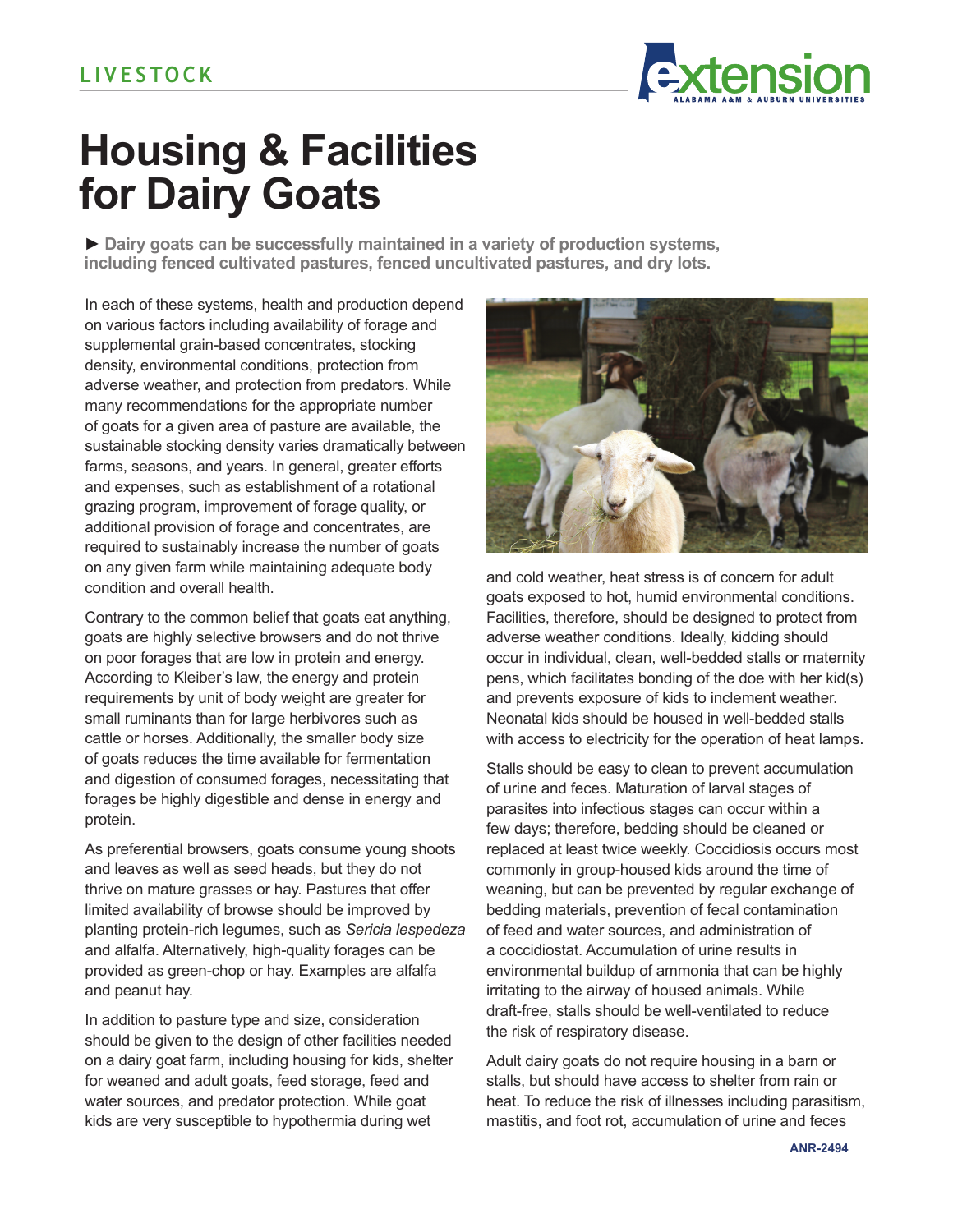LIVESTOCK

# Housing & Facilities for Dairy Goats

► **Dairy goats can be successfully maintained in a variety of production systems, including fenced cultivated pastures, fenced uncultivated pastures, and dry lots.**

In each of these systems, health and production depend on various factors including availability of forage and supplemental grain-based concentrates, stocking density, environmental conditions, protection from adverse weather, and protection from predators. While many recommendations for the appropriate number of goats for a given area of pasture are available, the sustainable stocking density varies dramatically between farms, seasons, and years. In general, greater efforts and expenses, such as establishment of a rotational grazing program, improvement of forage quality, or additional provision of forage and concentrates, are required to sustainably increase the number of goats on any given farm while maintaining adequate body condition and overall health.

Contrary to the common belief that goats eat anything, goats are highly selective browsers and do not thrive on poor forages that are low in protein and energy. According to Kleiber's law, the energy and protein requirements by unit of body weight are greater for small ruminants than for large herbivores such as cattle or horses. Additionally, the smaller body size of goats reduces the time available for fermentation and digestion of consumed forages, necessitating that forages be highly digestible and dense in energy and protein.

As preferential browsers, goats consume young shoots and leaves as well as seed heads, but they do not thrive on mature grasses or hay. Pastures that offer limited availability of browse should be improved by planting protein-rich legumes, such as *Sericia lespedeza* and alfalfa. Alternatively, high-quality forages can be provided as green-chop or hay. Examples are alfalfa and peanut hay.

In addition to pasture type and size, consideration should be given to the design of other facilities needed on a dairy goat farm, including housing for kids, shelter for weaned and adult goats, feed storage, feed and water sources, and predator protection. While goat kids are very susceptible to hypothermia during wet and cold weather, heat stress is of concern for adult goats exposed to hot, humid environmental conditions. Facilities, therefore, should be designed to protect from adverse weather conditions. Ideally, kidding should occur in individual, clean, well-bedded stalls or maternity pens, which facilitates bonding of the doe with her kid(s) and prevents exposure of kids to inclement weather. Neonatal kids should be housed in well-bedded stalls with access to electricity for the operation of heat lamps.

Stalls should be easy to clean to prevent accumulation of urine and feces. Maturation of larval stages of parasites into infectious stages can occur within a few days; therefore, bedding should be cleaned or replaced at least twice weekly. Coccidiosis occurs most commonly in group-housed kids around the time of weaning, but can be prevented by regular exchange of bedding materials, prevention of fecal contamination of feed and water sources, and administration of a coccidiostat. Accumulation of urine results in environmental buildup of ammonia that can be highly irritating to the airway of housed animals. While draft-free, stalls should be well-ventilated to reduce the risk of respiratory disease.

Adult dairy goats do not require housing in a barn or stalls, but should have access to shelter from rain or heat. To reduce the risk of illnesses including parasitism, mastitis, and foot rot, accumulation of urine and feces

ANR-2494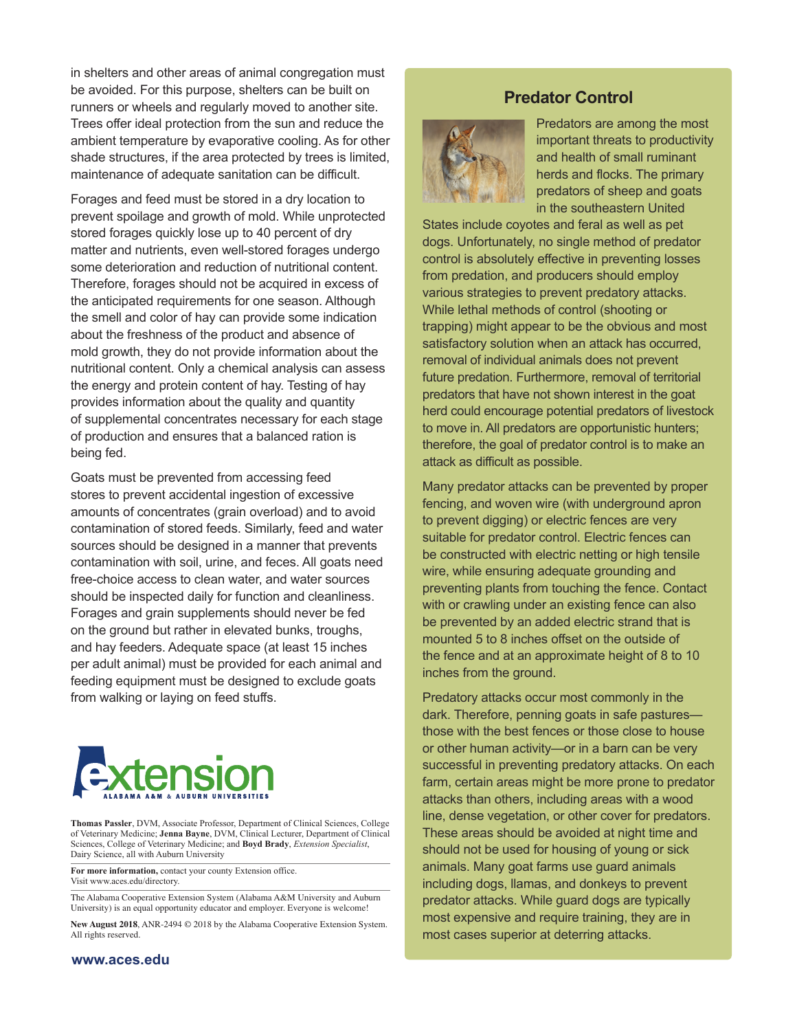in shelters and other areas of animal congregation must be avoided. For this purpose, shelters can be built on runners or wheels and regularly moved to another site. Trees offer ideal protection from the sun and reduce the ambient temperature by evaporative cooling. As for other shade structures, if the area protected by trees is limited, maintenance of adequate sanitation can be difficult.

Forages and feed must be stored in a dry location to prevent spoilage and growth of mold. While unprotected stored forages quickly lose up to 40 percent of dry matter and nutrients, even well-stored forages undergo some deterioration and reduction of nutritional content. Therefore, forages should not be acquired in excess of the anticipated requirements for one season. Although the smell and color of hay can provide some indication about the freshness of the product and absence of mold growth, they do not provide information about the nutritional content. Only a chemical analysis can assess the energy and protein content of hay. Testing of hay provides information about the quality and quantity of supplemental concentrates necessary for each stage of production and ensures that a balanced ration is being fed.

Goats must be prevented from accessing feed stores to prevent accidental ingestion of excessive amounts of concentrates (grain overload) and to avoid contamination of stored feeds. Similarly, feed and water sources should be designed in a manner that prevents contamination with soil, urine, and feces. All goats need free-choice access to clean water, and water sources should be inspected daily for function and cleanliness. Forages and grain supplements should never be fed on the ground but rather in elevated bunks, troughs, and hay feeders. Adequate space (at least 15 inches per adult animal) must be provided for each animal and feeding equipment must be designed to exclude goats from walking or laying on feed stuffs.

## Predator Control

Predators are among the most important threats to productivity and health of small ruminant herds and flocks. The primary predators of sheep and goats in the southeastern United States include coyotes and feral as well as pet dogs. Unfortunately, no single method of predator control is absolutely effective in preventing losses from predation, and producers should employ various strategies to prevent predatory attacks. While lethal methods of control (shooting or trapping) might appear to be the obvious and most satisfactory solution when an attack has occurred, removal of individual animals does not prevent future predation. Furthermore, removal of territorial predators that have not shown interest in the goat herd could encourage potential predators of livestock to move in. All predators are opportunistic hunters; therefore, the goal of predator control is to make an attack as difficult as possible.

Many predator attacks can be prevented by proper fencing, and woven wire (with underground apron to prevent digging) or electric fences are very suitable for predator control. Electric fences can be constructed with electric netting or high tensile wire, while ensuring adequate grounding and preventing plants from touching the fence. Contact with or crawling under an existing fence can also be prevented by an added electric strand that is mounted 5 to 8 inches offset on the outside of the fence and at an approximate height of 8 to 10 inches from the ground.

Predatory attacks occur most commonly in the dark. Therefore, penning goats in safe pastures—those with the best fences or those close to house or other human activity—or in a barn can be very successful in preventing predatory attacks. On each farm, certain areas might be more prone to predator attacks than others, including areas with a wood line, dense vegetation, or other cover for predators. These areas should be avoided at night time and should not be used for housing of young or sick animals. Many goat farms use guard animals including dogs, llamas, and donkeys to prevent predator attacks. While guard dogs are typically most expensive and require training, they are in most cases superior at deterring attacks.

**Thomas Passler**, DVM, Associate Professor, Department of Clinical Sciences, College of Veterinary Medicine; **Jenna Bayne**, DVM, Clinical Lecturer, Department of Clinical Sciences, College of Veterinary Medicine; and **Boyd Brady**, *Extension Specialist*, Dairy Science, all with Auburn University

**For more information,** contact your county Extension office. Visit www.aces.edu/directory.

The Alabama Cooperative Extension System (Alabama A&M University and Auburn University) is an equal opportunity educator and employer. Everyone is welcome!

**New August 2018**, ANR-2494 © 2018 by the Alabama Cooperative Extension System. All rights reserved.

**www.aces.edu**